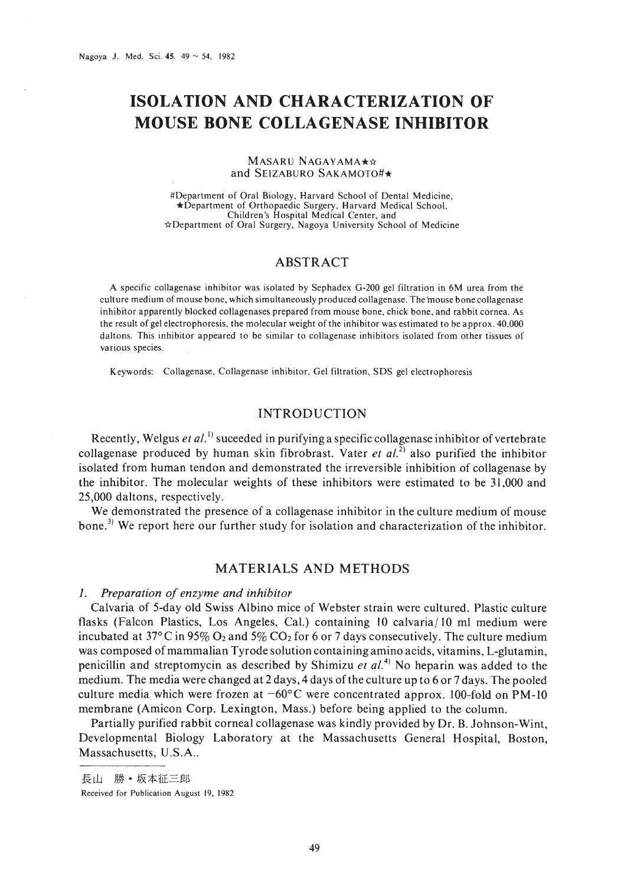# ISOLATION AND CHARACTERIZATION OF MOUSE BONE COLLAGENASE INHIBITOR

MASARU NAGAYAMA★☆
and SEIZABURO SAKAMOTO#★

#Department of Oral Biology, Harvard School of Dental Medicine,
★Department of Orthopaedic Surgery, Harvard Medical School,
Children's Hospital Medical Center, and
☆Department of Oral Surgery, Nagoya University School of Medicine

## ABSTRACT

A specific collagenase inhibitor was isolated by Sephadex G-200 gel filtration in 6M urea from the culture medium of mouse bone, which simultaneously produced collagenase. The mouse bone collagenase inhibitor apparently blocked collagenases prepared from mouse bone, chick bone, and rabbit cornea. As the result of gel electrophoresis, the molecular weight of the inhibitor was estimated to be approx. 40,000 daltons. This inhibitor appeared to be similar to collagenase inhibitors isolated from other tissues of various species.

Keywords: Collagenase, Collagenase inhibitor, Gel filtration, SDS gel electrophoresis

## INTRODUCTION

Recently, Welgus *et al.*[1] suceeded in purifying a specific collagenase inhibitor of vertebrate collagenase produced by human skin fibrobrast. Vater *et al.*[2] also purified the inhibitor isolated from human tendon and demonstrated the irreversible inhibition of collagenase by the inhibitor. The molecular weights of these inhibitors were estimated to be 31,000 and 25,000 daltons, respectively.

We demonstrated the presence of a collagenase inhibitor in the culture medium of mouse bone.[3] We report here our further study for isolation and characterization of the inhibitor.

## MATERIALS AND METHODS

### *1. Preparation of enzyme and inhibitor*

Calvaria of 5-day old Swiss Albino mice of Webster strain were cultured. Plastic culture flasks (Falcon Plastics, Los Angeles, Cal.) containing 10 calvaria/10 ml medium were incubated at 37° C in 95% $O_2$ and 5% $CO_2$ for 6 or 7 days consecutively. The culture medium was composed of mammalian Tyrode solution containing amino acids, vitamins, L-glutamin, penicillin and streptomycin as described by Shimizu *et al.*[4] No heparin was added to the medium. The media were changed at 2 days, 4 days of the culture up to 6 or 7 days. The pooled culture media which were frozen at −60°C were concentrated approx. 100-fold on PM-10 membrane (Amicon Corp. Lexington, Mass.) before being applied to the column.

Partially purified rabbit corneal collagenase was kindly provided by Dr. B. Johnson-Wint, Developmental Biology Laboratory at the Massachusetts General Hospital, Boston, Massachusetts, U.S.A..

---

長山 勝・坂本征三郎

Received for Publication August 19, 1982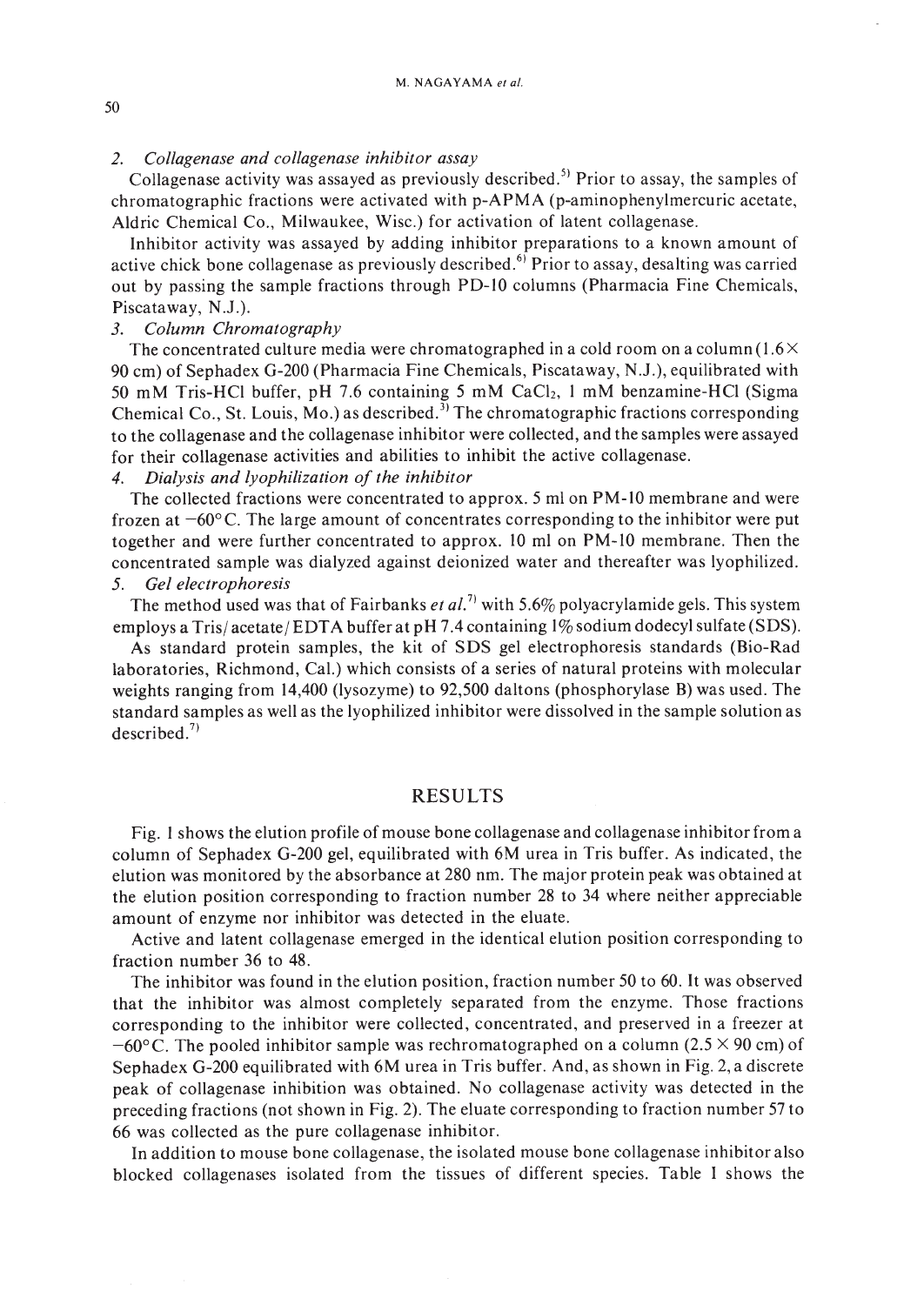*2. Collagenase and collagenase inhibitor assay*

Collagenase activity was assayed as previously described.[5] Prior to assay, the samples of chromatographic fractions were activated with p-APMA (p-aminophenylmercuric acetate, Aldric Chemical Co., Milwaukee, Wisc.) for activation of latent collagenase.

Inhibitor activity was assayed by adding inhibitor preparations to a known amount of active chick bone collagenase as previously described.[6] Prior to assay, desalting was carried out by passing the sample fractions through PD-10 columns (Pharmacia Fine Chemicals, Piscataway, N.J.).

*3. Column Chromatography*

The concentrated culture media were chromatographed in a cold room on a column ($1.6 \times 90$ cm) of Sephadex G-200 (Pharmacia Fine Chemicals, Piscataway, N.J.), equilibrated with 50 mM Tris-HCl buffer, pH 7.6 containing 5 mM $CaCl_2$, 1 mM benzamine-HCl (Sigma Chemical Co., St. Louis, Mo.) as described.[3] The chromatographic fractions corresponding to the collagenase and the collagenase inhibitor were collected, and the samples were assayed for their collagenase activities and abilities to inhibit the active collagenase.

*4. Dialysis and lyophilization of the inhibitor*

The collected fractions were concentrated to approx. 5 ml on PM-10 membrane and were frozen at $-60°$C. The large amount of concentrates corresponding to the inhibitor were put together and were further concentrated to approx. 10 ml on PM-10 membrane. Then the concentrated sample was dialyzed against deionized water and thereafter was lyophilized.

*5. Gel electrophoresis*

The method used was that of Fairbanks *et al.*[7] with 5.6% polyacrylamide gels. This system employs a Tris/acetate/EDTA buffer at pH 7.4 containing 1% sodium dodecyl sulfate (SDS).

As standard protein samples, the kit of SDS gel electrophoresis standards (Bio-Rad laboratories, Richmond, Cal.) which consists of a series of natural proteins with molecular weights ranging from 14,400 (lysozyme) to 92,500 daltons (phosphorylase B) was used. The standard samples as well as the lyophilized inhibitor were dissolved in the sample solution as described.[7]

## RESULTS

Fig. 1 shows the elution profile of mouse bone collagenase and collagenase inhibitor from a column of Sephadex G-200 gel, equilibrated with 6M urea in Tris buffer. As indicated, the elution was monitored by the absorbance at 280 nm. The major protein peak was obtained at the elution position corresponding to fraction number 28 to 34 where neither appreciable amount of enzyme nor inhibitor was detected in the eluate.

Active and latent collagenase emerged in the identical elution position corresponding to fraction number 36 to 48.

The inhibitor was found in the elution position, fraction number 50 to 60. It was observed that the inhibitor was almost completely separated from the enzyme. Those fractions corresponding to the inhibitor were collected, concentrated, and preserved in a freezer at $-60°$C. The pooled inhibitor sample was rechromatographed on a column ($2.5 \times 90$ cm) of Sephadex G-200 equilibrated with 6M urea in Tris buffer. And, as shown in Fig. 2, a discrete peak of collagenase inhibition was obtained. No collagenase activity was detected in the preceding fractions (not shown in Fig. 2). The eluate corresponding to fraction number 57 to 66 was collected as the pure collagenase inhibitor.

In addition to mouse bone collagenase, the isolated mouse bone collagenase inhibitor also blocked collagenases isolated from the tissues of different species. Table 1 shows the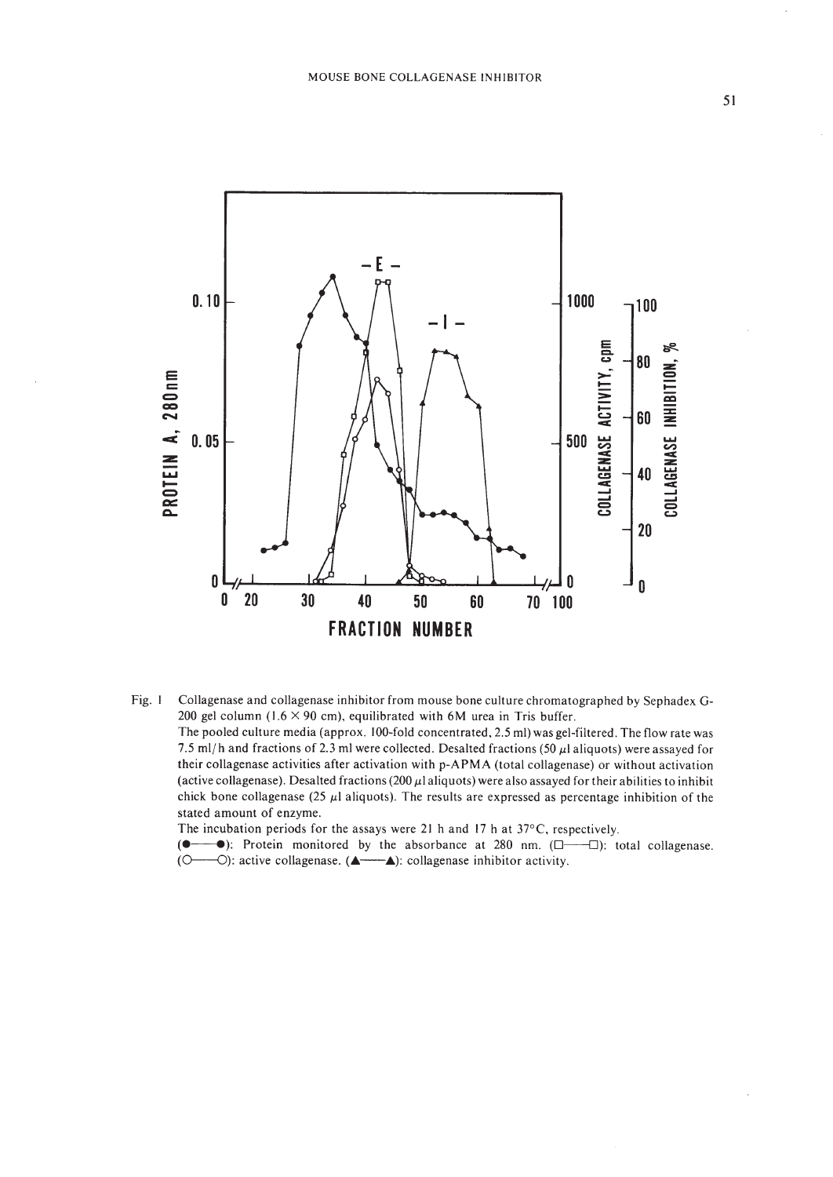Fig. 1 Collagenase and collagenase inhibitor from mouse bone culture chromatographed by Sephadex G-200 gel column (1.6 × 90 cm), equilibrated with 6M urea in Tris buffer.

The pooled culture media (approx. 100-fold concentrated, 2.5 ml) was gel-filtered. The flow rate was 7.5 ml/h and fractions of 2.3 ml were collected. Desalted fractions (50 μl aliquots) were assayed for their collagenase activities after activation with p-APMA (total collagenase) or without activation (active collagenase). Desalted fractions (200 μl aliquots) were also assayed for their abilities to inhibit chick bone collagenase (25 μl aliquots). The results are expressed as percentage inhibition of the stated amount of enzyme.

The incubation periods for the assays were 21 h and 17 h at 37°C, respectively.

(●——●): Protein monitored by the absorbance at 280 nm. (□——□): total collagenase. (○——○): active collagenase. (▲——▲): collagenase inhibitor activity.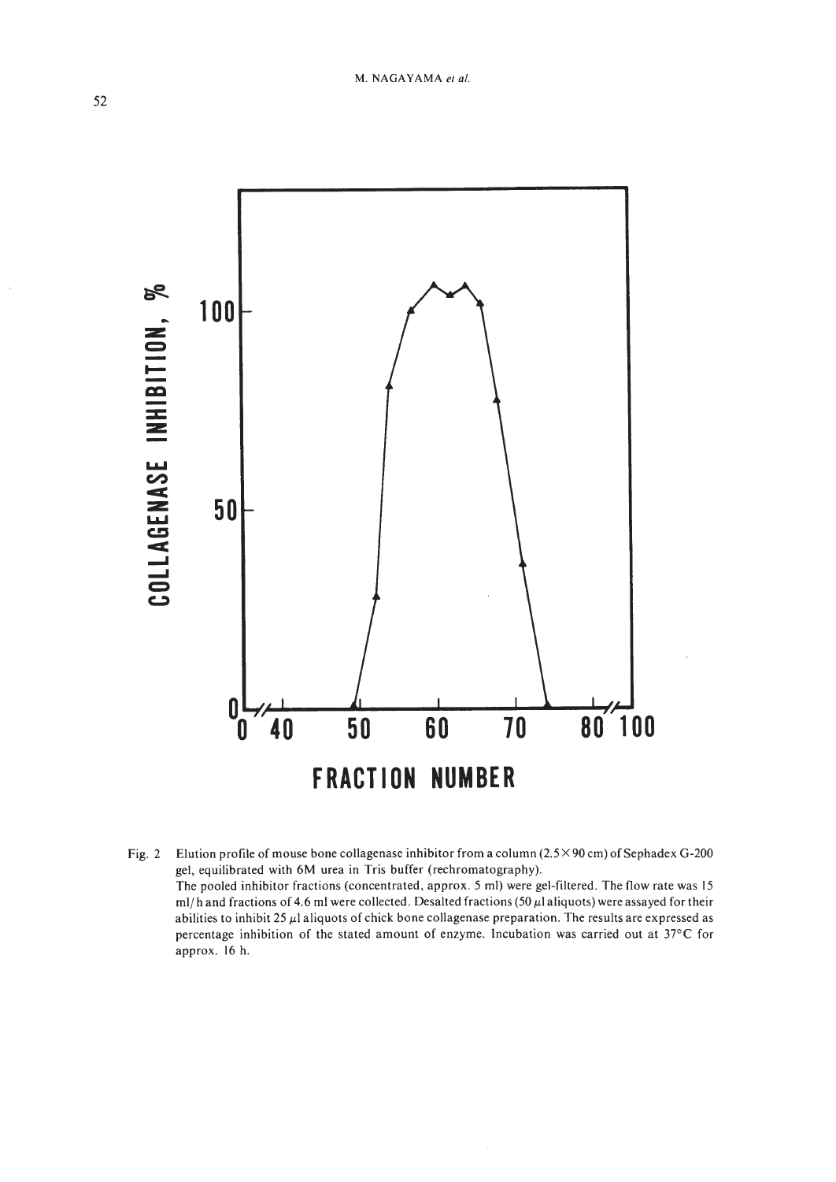Fig. 2 Elution profile of mouse bone collagenase inhibitor from a column (2.5 × 90 cm) of Sephadex G-200 gel, equilibrated with 6M urea in Tris buffer (rechromatography).
The pooled inhibitor fractions (concentrated, approx. 5 ml) were gel-filtered. The flow rate was 15 ml/h and fractions of 4.6 ml were collected. Desalted fractions (50 μl aliquots) were assayed for their abilities to inhibit 25 μl aliquots of chick bone collagenase preparation. The results are expressed as percentage inhibition of the stated amount of enzyme. Incubation was carried out at 37°C for approx. 16 h.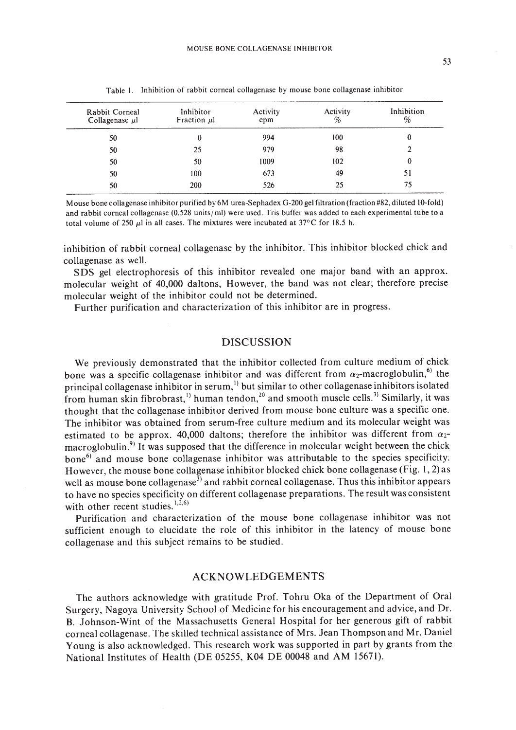Table 1. Inhibition of rabbit corneal collagenase by mouse bone collagenase inhibitor

| Rabbit Corneal Collagenase μl | Inhibitor Fraction μl | Activity cpm | Activity % | Inhibition % |
|---|---|---|---|---|
| 50 | 0 | 994 | 100 | 0 |
| 50 | 25 | 979 | 98 | 2 |
| 50 | 50 | 1009 | 102 | 0 |
| 50 | 100 | 673 | 49 | 51 |
| 50 | 200 | 526 | 25 | 75 |

Mouse bone collagenase inhibitor purified by 6M urea-Sephadex G-200 gel filtration (fraction #82, diluted 10-fold) and rabbit corneal collagenase (0.528 units/ml) were used. Tris buffer was added to each experimental tube to a total volume of 250 μl in all cases. The mixtures were incubated at 37°C for 18.5 h.

inhibition of rabbit corneal collagenase by the inhibitor. This inhibitor blocked chick and collagenase as well.

SDS gel electrophoresis of this inhibitor revealed one major band with an approx. molecular weight of 40,000 daltons, However, the band was not clear; therefore precise molecular weight of the inhibitor could not be determined.

Further purification and characterization of this inhibitor are in progress.

## DISCUSSION

We previously demonstrated that the inhibitor collected from culture medium of chick bone was a specific collagenase inhibitor and was different from $\alpha_2$-macroglobulin,[6] the principal collagenase inhibitor in serum,[1] but similar to other collagenase inhibitors isolated from human skin fibrobrast,[1] human tendon,[20] and smooth muscle cells.[3] Similarly, it was thought that the collagenase inhibitor derived from mouse bone culture was a specific one. The inhibitor was obtained from serum-free culture medium and its molecular weight was estimated to be approx. 40,000 daltons; therefore the inhibitor was different from $\alpha_2$-macroglobulin.[9] It was supposed that the difference in molecular weight between the chick bone[6] and mouse bone collagenase inhibitor was attributable to the species specificity. However, the mouse bone collagenase inhibitor blocked chick bone collagenase (Fig. 1, 2) as well as mouse bone collagenase[3] and rabbit corneal collagenase. Thus this inhibitor appears to have no species specificity on different collagenase preparations. The result was consistent with other recent studies.[1,2,6]

Purification and characterization of the mouse bone collagenase inhibitor was not sufficient enough to elucidate the role of this inhibitor in the latency of mouse bone collagenase and this subject remains to be studied.

## ACKNOWLEDGEMENTS

The authors acknowledge with gratitude Prof. Tohru Oka of the Department of Oral Surgery, Nagoya University School of Medicine for his encouragement and advice, and Dr. B. Johnson-Wint of the Massachusetts General Hospital for her generous gift of rabbit corneal collagenase. The skilled technical assistance of Mrs. Jean Thompson and Mr. Daniel Young is also acknowledged. This research work was supported in part by grants from the National Institutes of Health (DE 05255, K04 DE 00048 and AM 15671).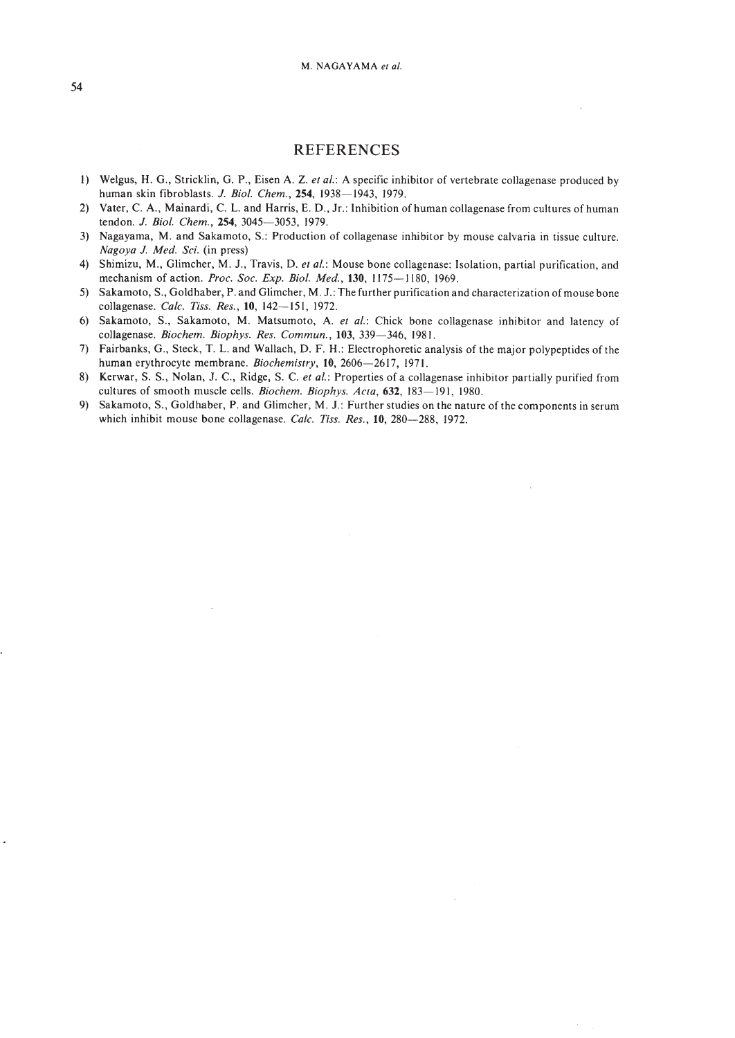## REFERENCES

1) Welgus, H. G., Stricklin, G. P., Eisen A. Z. *et al.*: A specific inhibitor of vertebrate collagenase produced by human skin fibroblasts. *J. Biol. Chem.*, **254**, 1938—1943, 1979.
2) Vater, C. A., Mainardi, C. L. and Harris, E. D., Jr.: Inhibition of human collagenase from cultures of human tendon. *J. Biol. Chem.*, **254**, 3045—3053, 1979.
3) Nagayama, M. and Sakamoto, S.: Production of collagenase inhibitor by mouse calvaria in tissue culture. *Nagoya J. Med. Sci.* (in press)
4) Shimizu, M., Glimcher, M. J., Travis, D. *et al.*: Mouse bone collagenase: Isolation, partial purification, and mechanism of action. *Proc. Soc. Exp. Biol. Med.*, **130**, 1175—1180, 1969.
5) Sakamoto, S., Goldhaber, P. and Glimcher, M. J.: The further purification and characterization of mouse bone collagenase. *Calc. Tiss. Res.*, **10**, 142—151, 1972.
6) Sakamoto, S., Sakamoto, M. Matsumoto, A. *et al.*: Chick bone collagenase inhibitor and latency of collagenase. *Biochem. Biophys. Res. Commun.*, **103**, 339—346, 1981.
7) Fairbanks, G., Steck, T. L. and Wallach, D. F. H.: Electrophoretic analysis of the major polypeptides of the human erythrocyte membrane. *Biochemistry*, **10**, 2606—2617, 1971.
8) Kerwar, S. S., Nolan, J. C., Ridge, S. C. *et al.*: Properties of a collagenase inhibitor partially purified from cultures of smooth muscle cells. *Biochem. Biophys. Acta*, **632**, 183—191, 1980.
9) Sakamoto, S., Goldhaber, P. and Glimcher, M. J.: Further studies on the nature of the components in serum which inhibit mouse bone collagenase. *Calc. Tiss. Res.*, **10**, 280—288, 1972.